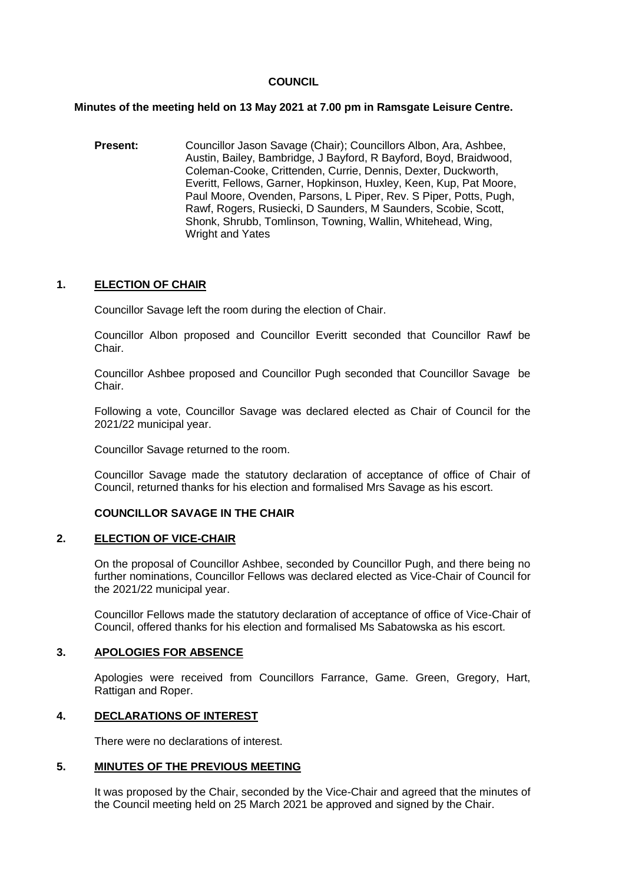# COUNCIL

**Minutes of the meeting held on 13 May 2021 at 7.00 pm in Ramsgate Leisure Centre.**

**Present:** Councillor Jason Savage (Chair); Councillors Albon, Ara, Ashbee, Austin, Bailey, Bambridge, J Bayford, R Bayford, Boyd, Braidwood, Coleman-Cooke, Crittenden, Currie, Dennis, Dexter, Duckworth, Everitt, Fellows, Garner, Hopkinson, Huxley, Keen, Kup, Pat Moore, Paul Moore, Ovenden, Parsons, L Piper, Rev. S Piper, Potts, Pugh, Rawf, Rogers, Rusiecki, D Saunders, M Saunders, Scobie, Scott, Shonk, Shrubb, Tomlinson, Towning, Wallin, Whitehead, Wing, Wright and Yates

## 1. ELECTION OF CHAIR

Councillor Savage left the room during the election of Chair.

Councillor Albon proposed and Councillor Everitt seconded that Councillor Rawf be Chair.

Councillor Ashbee proposed and Councillor Pugh seconded that Councillor Savage be Chair.

Following a vote, Councillor Savage was declared elected as Chair of Council for the 2021/22 municipal year.

Councillor Savage returned to the room.

Councillor Savage made the statutory declaration of acceptance of office of Chair of Council, returned thanks for his election and formalised Mrs Savage as his escort.

**COUNCILLOR SAVAGE IN THE CHAIR**

## 2. ELECTION OF VICE-CHAIR

On the proposal of Councillor Ashbee, seconded by Councillor Pugh, and there being no further nominations, Councillor Fellows was declared elected as Vice-Chair of Council for the 2021/22 municipal year.

Councillor Fellows made the statutory declaration of acceptance of office of Vice-Chair of Council, offered thanks for his election and formalised Ms Sabatowska as his escort.

## 3. APOLOGIES FOR ABSENCE

Apologies were received from Councillors Farrance, Game. Green, Gregory, Hart, Rattigan and Roper.

## 4. DECLARATIONS OF INTEREST

There were no declarations of interest.

## 5. MINUTES OF THE PREVIOUS MEETING

It was proposed by the Chair, seconded by the Vice-Chair and agreed that the minutes of the Council meeting held on 25 March 2021 be approved and signed by the Chair.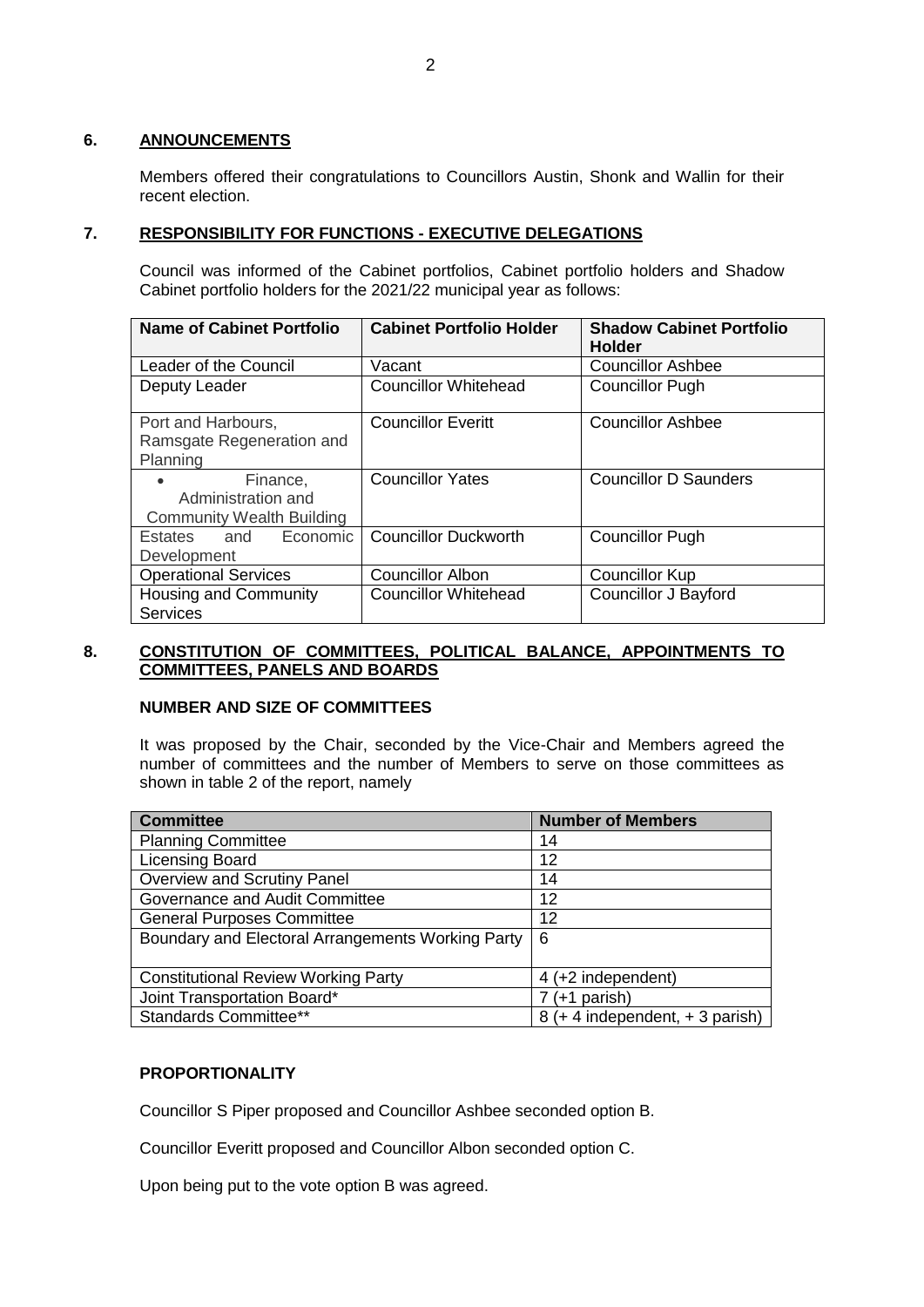## 6. ANNOUNCEMENTS

Members offered their congratulations to Councillors Austin, Shonk and Wallin for their recent election.

## 7. RESPONSIBILITY FOR FUNCTIONS - EXECUTIVE DELEGATIONS

Council was informed of the Cabinet portfolios, Cabinet portfolio holders and Shadow Cabinet portfolio holders for the 2021/22 municipal year as follows:

| Name of Cabinet Portfolio | Cabinet Portfolio Holder | Shadow Cabinet Portfolio Holder |
|---|---|---|
| Leader of the Council | Vacant | Councillor Ashbee |
| Deputy Leader | Councillor Whitehead | Councillor Pugh |
| Port and Harbours, Ramsgate Regeneration and Planning | Councillor Everitt | Councillor Ashbee |
| • Finance, Administration and Community Wealth Building | Councillor Yates | Councillor D Saunders |
| Estates and Economic Development | Councillor Duckworth | Councillor Pugh |
| Operational Services | Councillor Albon | Councillor Kup |
| Housing and Community Services | Councillor Whitehead | Councillor J Bayford |

## 8. CONSTITUTION OF COMMITTEES, POLITICAL BALANCE, APPOINTMENTS TO COMMITTEES, PANELS AND BOARDS

### NUMBER AND SIZE OF COMMITTEES

It was proposed by the Chair, seconded by the Vice-Chair and Members agreed the number of committees and the number of Members to serve on those committees as shown in table 2 of the report, namely

| Committee | Number of Members |
|---|---|
| Planning Committee | 14 |
| Licensing Board | 12 |
| Overview and Scrutiny Panel | 14 |
| Governance and Audit Committee | 12 |
| General Purposes Committee | 12 |
| Boundary and Electoral Arrangements Working Party | 6 |
| Constitutional Review Working Party | 4 (+2 independent) |
| Joint Transportation Board* | 7 (+1 parish) |
| Standards Committee** | 8 (+ 4 independent, + 3 parish) |

### PROPORTIONALITY

Councillor S Piper proposed and Councillor Ashbee seconded option B.

Councillor Everitt proposed and Councillor Albon seconded option C.

Upon being put to the vote option B was agreed.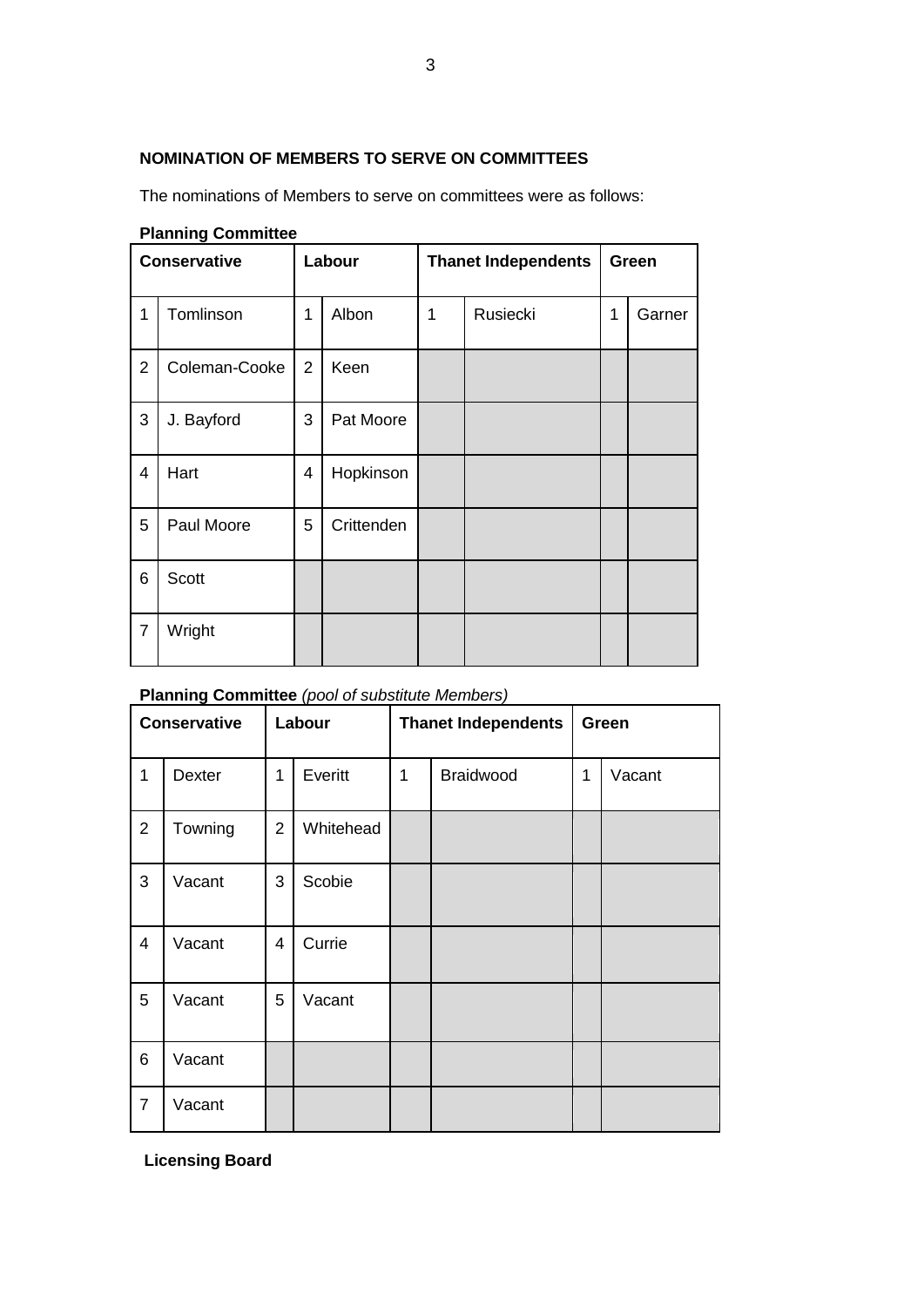**NOMINATION OF MEMBERS TO SERVE ON COMMITTEES**

The nominations of Members to serve on committees were as follows:

**Planning Committee**

| Conservative | | Labour | | Thanet Independents | | Green | |
|---|---|---|---|---|---|---|---|
| 1 | Tomlinson | 1 | Albon | 1 | Rusiecki | 1 | Garner |
| 2 | Coleman-Cooke | 2 | Keen | | | | |
| 3 | J. Bayford | 3 | Pat Moore | | | | |
| 4 | Hart | 4 | Hopkinson | | | | |
| 5 | Paul Moore | 5 | Crittenden | | | | |
| 6 | Scott | | | | | | |
| 7 | Wright | | | | | | |

**Planning Committee** *(pool of substitute Members)*

| Conservative | | Labour | | Thanet Independents | | Green | |
|---|---|---|---|---|---|---|---|
| 1 | Dexter | 1 | Everitt | 1 | Braidwood | 1 | Vacant |
| 2 | Towning | 2 | Whitehead | | | | |
| 3 | Vacant | 3 | Scobie | | | | |
| 4 | Vacant | 4 | Currie | | | | |
| 5 | Vacant | 5 | Vacant | | | | |
| 6 | Vacant | | | | | | |
| 7 | Vacant | | | | | | |

**Licensing Board**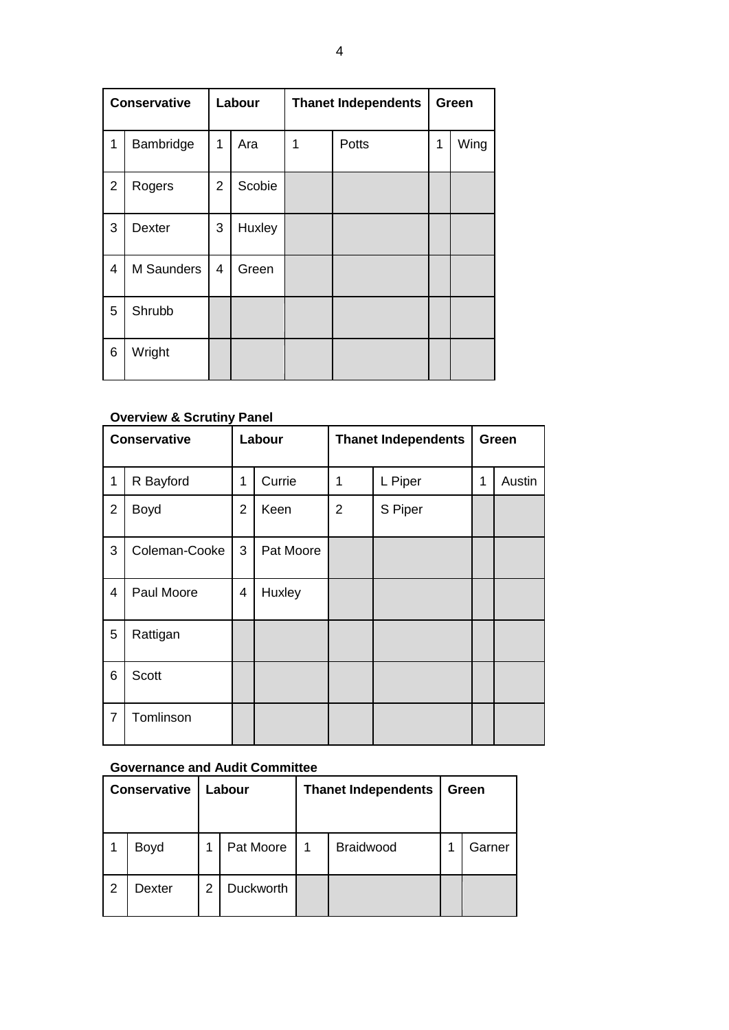| Conservative | | Labour | | Thanet Independents | | Green | |
|---|---|---|---|---|---|---|---|
| 1 | Bambridge | 1 | Ara | 1 | Potts | 1 | Wing |
| 2 | Rogers | 2 | Scobie | | | | |
| 3 | Dexter | 3 | Huxley | | | | |
| 4 | M Saunders | 4 | Green | | | | |
| 5 | Shrubb | | | | | | |
| 6 | Wright | | | | | | |

**Overview & Scrutiny Panel**

| Conservative | | Labour | | Thanet Independents | | Green | |
|---|---|---|---|---|---|---|---|
| 1 | R Bayford | 1 | Currie | 1 | L Piper | 1 | Austin |
| 2 | Boyd | 2 | Keen | 2 | S Piper | | |
| 3 | Coleman-Cooke | 3 | Pat Moore | | | | |
| 4 | Paul Moore | 4 | Huxley | | | | |
| 5 | Rattigan | | | | | | |
| 6 | Scott | | | | | | |
| 7 | Tomlinson | | | | | | |

**Governance and Audit Committee**

| Conservative | | Labour | | Thanet Independents | | Green | |
|---|---|---|---|---|---|---|---|
| 1 | Boyd | 1 | Pat Moore | 1 | Braidwood | 1 | Garner |
| 2 | Dexter | 2 | Duckworth | | | | |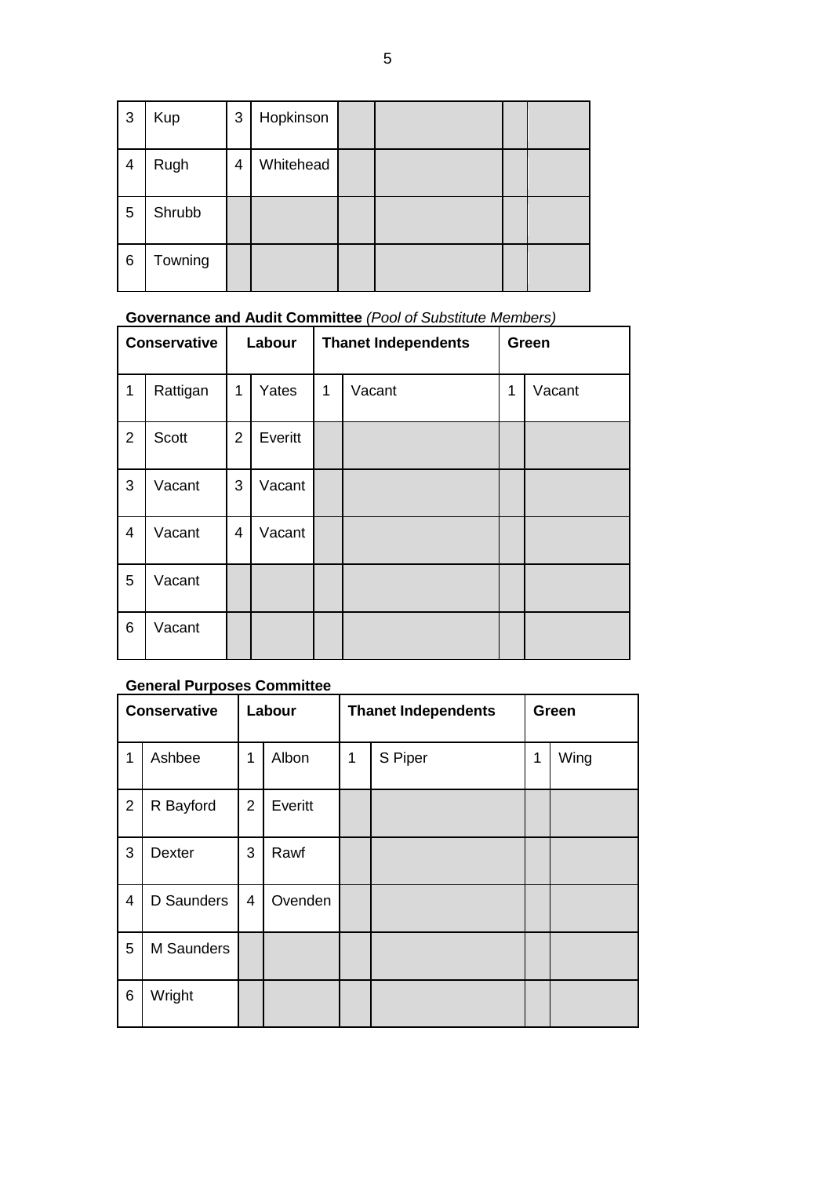| | | | | | | | |
|---|---|---|---|---|---|---|---|
| 3 | Kup | 3 | Hopkinson | | | | |
| 4 | Rugh | 4 | Whitehead | | | | |
| 5 | Shrubb | | | | | | |
| 6 | Towning | | | | | | |

**Governance and Audit Committee** *(Pool of Substitute Members)*

| Conservative | | Labour | | Thanet Independents | | Green | |
|---|---|---|---|---|---|---|---|
| 1 | Rattigan | 1 | Yates | 1 | Vacant | 1 | Vacant |
| 2 | Scott | 2 | Everitt | | | | |
| 3 | Vacant | 3 | Vacant | | | | |
| 4 | Vacant | 4 | Vacant | | | | |
| 5 | Vacant | | | | | | |
| 6 | Vacant | | | | | | |

**General Purposes Committee**

| Conservative | | Labour | | Thanet Independents | | Green | |
|---|---|---|---|---|---|---|---|
| 1 | Ashbee | 1 | Albon | 1 | S Piper | 1 | Wing |
| 2 | R Bayford | 2 | Everitt | | | | |
| 3 | Dexter | 3 | Rawf | | | | |
| 4 | D Saunders | 4 | Ovenden | | | | |
| 5 | M Saunders | | | | | | |
| 6 | Wright | | | | | | |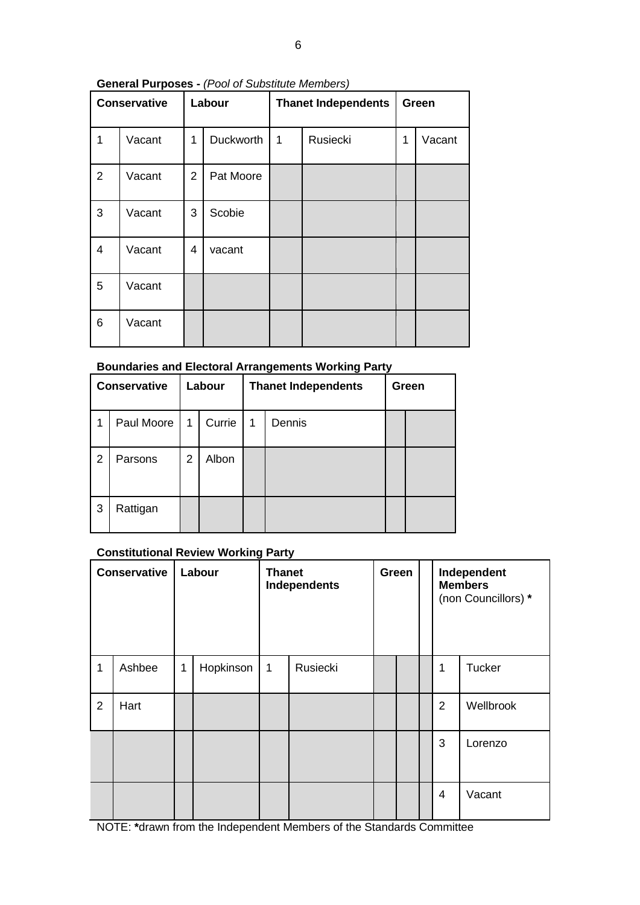**General Purposes -** *(Pool of Substitute Members)*

| Conservative | | Labour | | Thanet Independents | | Green | |
|---|---|---|---|---|---|---|---|
| 1 | Vacant | 1 | Duckworth | 1 | Rusiecki | 1 | Vacant |
| 2 | Vacant | 2 | Pat Moore | | | | |
| 3 | Vacant | 3 | Scobie | | | | |
| 4 | Vacant | 4 | vacant | | | | |
| 5 | Vacant | | | | | | |
| 6 | Vacant | | | | | | |

**Boundaries and Electoral Arrangements Working Party**

| Conservative | | Labour | | Thanet Independents | | Green | |
|---|---|---|---|---|---|---|---|
| 1 | Paul Moore | 1 | Currie | 1 | Dennis | | |
| 2 | Parsons | 2 | Albon | | | | |
| 3 | Rattigan | | | | | | |

**Constitutional Review Working Party**

| Conservative | | Labour | | Thanet Independents | | Green | | | Independent Members (non Councillors) * | |
|---|---|---|---|---|---|---|---|---|---|---|
| 1 | Ashbee | 1 | Hopkinson | 1 | Rusiecki | | | | 1 | Tucker |
| 2 | Hart | | | | | | | | 2 | Wellbrook |
| | | | | | | | | | 3 | Lorenzo |
| | | | | | | | | | 4 | Vacant |

NOTE: ***drawn from the Independent Members of the Standards Committee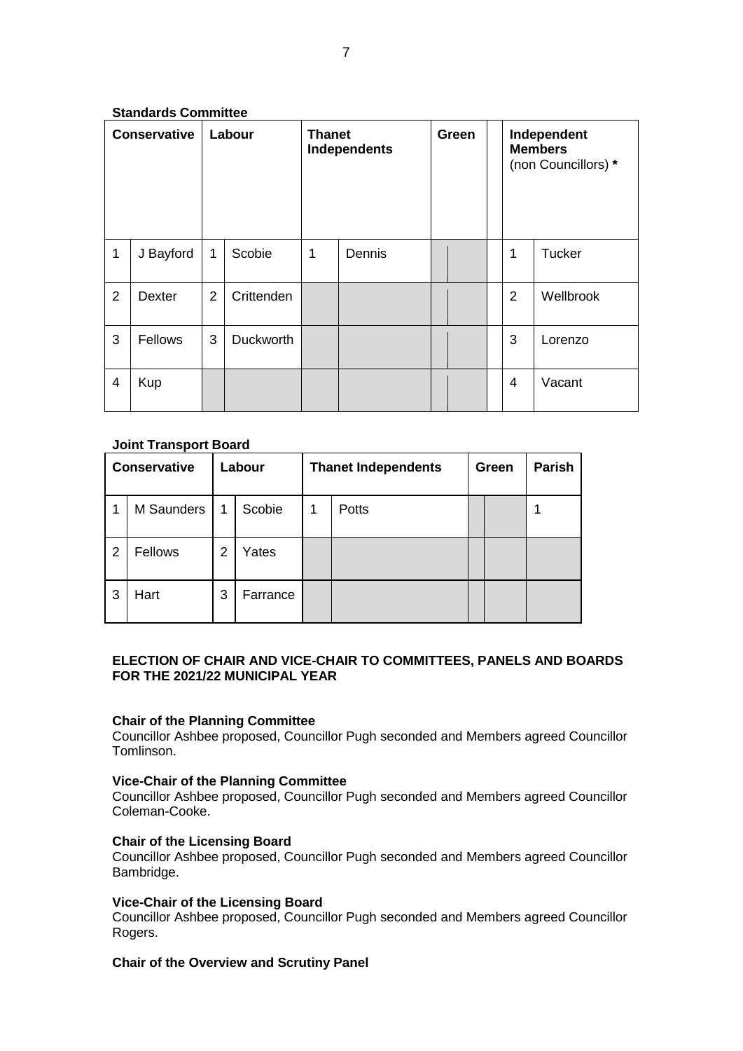**Standards Committee**

| Conservative | | Labour | | Thanet Independents | | Green | | | Independent Members (non Councillors) * | |
|---|---|---|---|---|---|---|---|---|---|---|
| 1 | J Bayford | 1 | Scobie | 1 | Dennis | | | | 1 | Tucker |
| 2 | Dexter | 2 | Crittenden | | | | | | 2 | Wellbrook |
| 3 | Fellows | 3 | Duckworth | | | | | | 3 | Lorenzo |
| 4 | Kup | | | | | | | | 4 | Vacant |

**Joint Transport Board**

| Conservative | | Labour | | Thanet Independents | | Green | | Parish |
|---|---|---|---|---|---|---|---|---|
| 1 | M Saunders | 1 | Scobie | 1 | Potts | | | 1 |
| 2 | Fellows | 2 | Yates | | | | | |
| 3 | Hart | 3 | Farrance | | | | | |

**ELECTION OF CHAIR AND VICE-CHAIR TO COMMITTEES, PANELS AND BOARDS FOR THE 2021/22 MUNICIPAL YEAR**

**Chair of the Planning Committee**
Councillor Ashbee proposed, Councillor Pugh seconded and Members agreed Councillor Tomlinson.

**Vice-Chair of the Planning Committee**
Councillor Ashbee proposed, Councillor Pugh seconded and Members agreed Councillor Coleman-Cooke.

**Chair of the Licensing Board**
Councillor Ashbee proposed, Councillor Pugh seconded and Members agreed Councillor Bambridge.

**Vice-Chair of the Licensing Board**
Councillor Ashbee proposed, Councillor Pugh seconded and Members agreed Councillor Rogers.

**Chair of the Overview and Scrutiny Panel**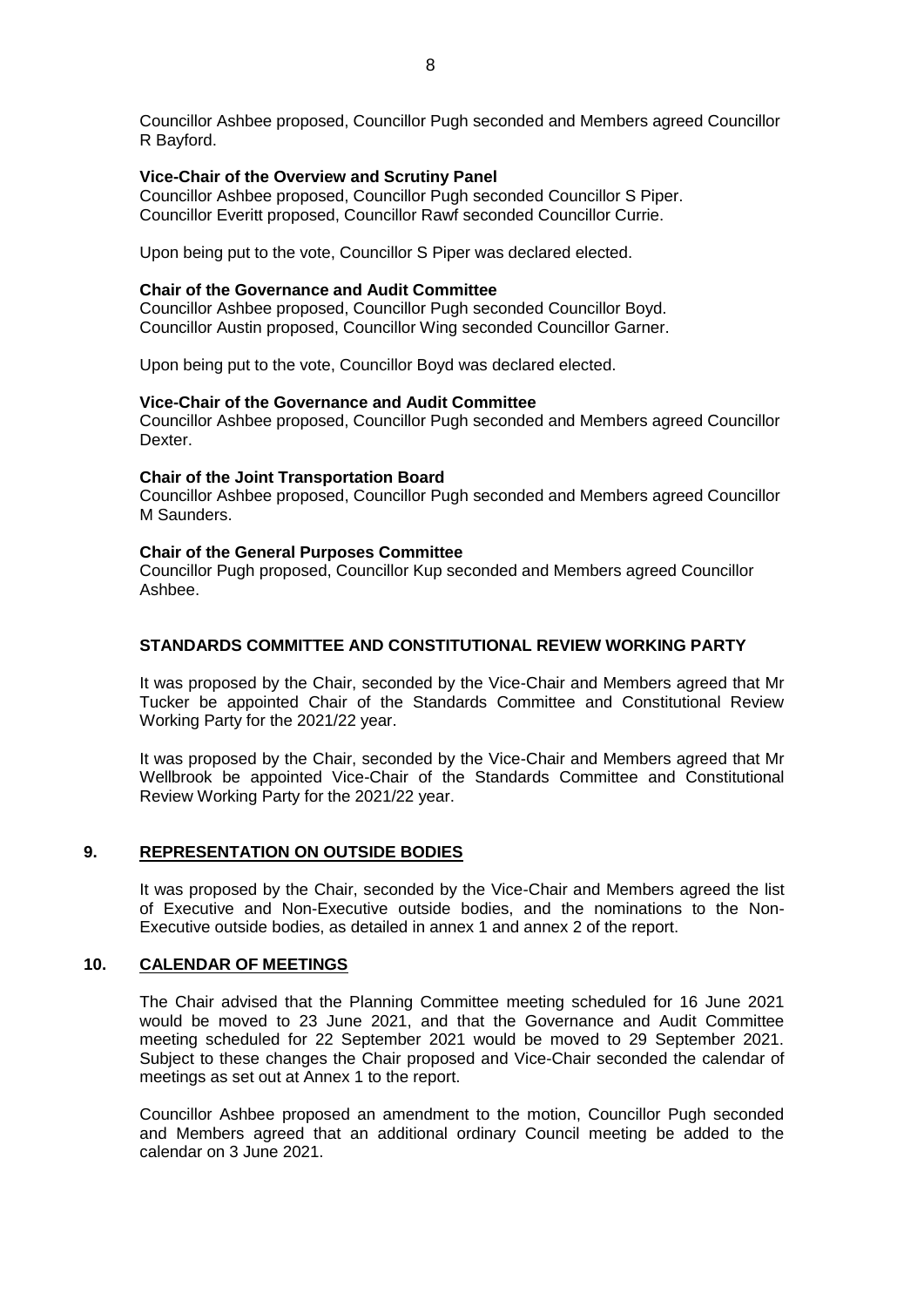Councillor Ashbee proposed, Councillor Pugh seconded and Members agreed Councillor R Bayford.

**Vice-Chair of the Overview and Scrutiny Panel**
Councillor Ashbee proposed, Councillor Pugh seconded Councillor S Piper.
Councillor Everitt proposed, Councillor Rawf seconded Councillor Currie.

Upon being put to the vote, Councillor S Piper was declared elected.

**Chair of the Governance and Audit Committee**
Councillor Ashbee proposed, Councillor Pugh seconded Councillor Boyd.
Councillor Austin proposed, Councillor Wing seconded Councillor Garner.

Upon being put to the vote, Councillor Boyd was declared elected.

**Vice-Chair of the Governance and Audit Committee**
Councillor Ashbee proposed, Councillor Pugh seconded and Members agreed Councillor Dexter.

**Chair of the Joint Transportation Board**
Councillor Ashbee proposed, Councillor Pugh seconded and Members agreed Councillor M Saunders.

**Chair of the General Purposes Committee**
Councillor Pugh proposed, Councillor Kup seconded and Members agreed Councillor Ashbee.

**STANDARDS COMMITTEE AND CONSTITUTIONAL REVIEW WORKING PARTY**

It was proposed by the Chair, seconded by the Vice-Chair and Members agreed that Mr Tucker be appointed Chair of the Standards Committee and Constitutional Review Working Party for the 2021/22 year.

It was proposed by the Chair, seconded by the Vice-Chair and Members agreed that Mr Wellbrook be appointed Vice-Chair of the Standards Committee and Constitutional Review Working Party for the 2021/22 year.

## 9. REPRESENTATION ON OUTSIDE BODIES

It was proposed by the Chair, seconded by the Vice-Chair and Members agreed the list of Executive and Non-Executive outside bodies, and the nominations to the Non-Executive outside bodies, as detailed in annex 1 and annex 2 of the report.

## 10. CALENDAR OF MEETINGS

The Chair advised that the Planning Committee meeting scheduled for 16 June 2021 would be moved to 23 June 2021, and that the Governance and Audit Committee meeting scheduled for 22 September 2021 would be moved to 29 September 2021. Subject to these changes the Chair proposed and Vice-Chair seconded the calendar of meetings as set out at Annex 1 to the report.

Councillor Ashbee proposed an amendment to the motion, Councillor Pugh seconded and Members agreed that an additional ordinary Council meeting be added to the calendar on 3 June 2021.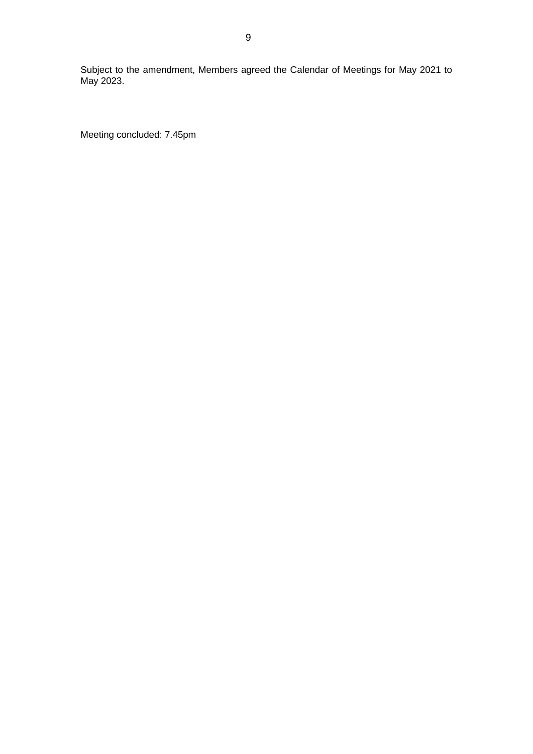Subject to the amendment, Members agreed the Calendar of Meetings for May 2021 to May 2023.

Meeting concluded: 7.45pm